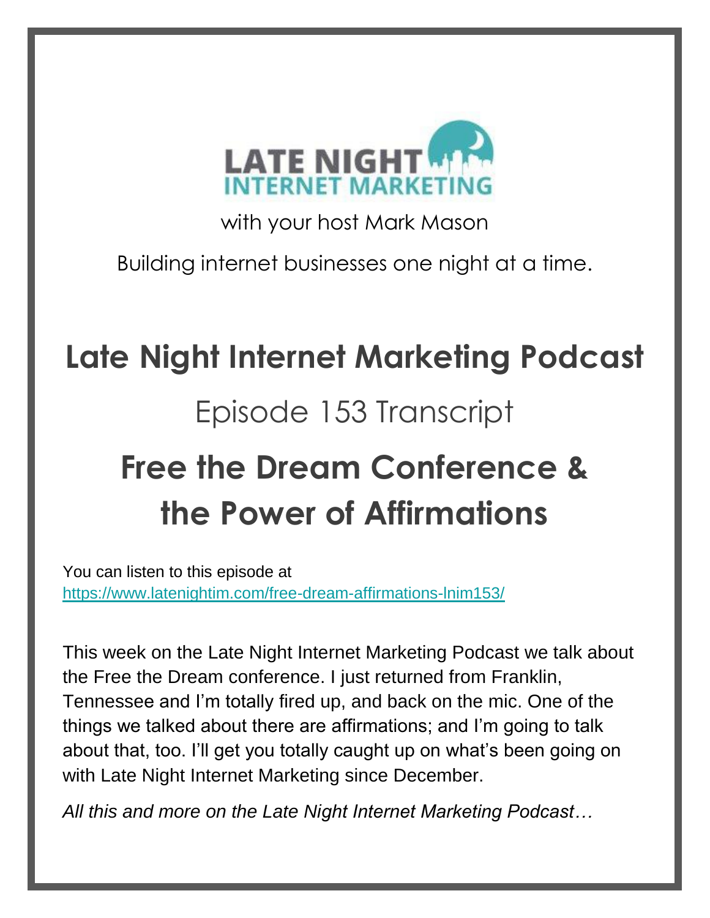LATE NIGHT INTERNET MARKETING

with your host Mark Mason

Building internet businesses one night at a time.

# Late Night Internet Marketing Podcast

## Episode 153 Transcript

# Free the Dream Conference & the Power of Affirmations

You can listen to this episode at
https://www.latenightim.com/free-dream-affirmations-lnim153/

This week on the Late Night Internet Marketing Podcast we talk about the Free the Dream conference. I just returned from Franklin, Tennessee and I'm totally fired up, and back on the mic. One of the things we talked about there are affirmations; and I'm going to talk about that, too. I'll get you totally caught up on what's been going on with Late Night Internet Marketing since December.

*All this and more on the Late Night Internet Marketing Podcast…*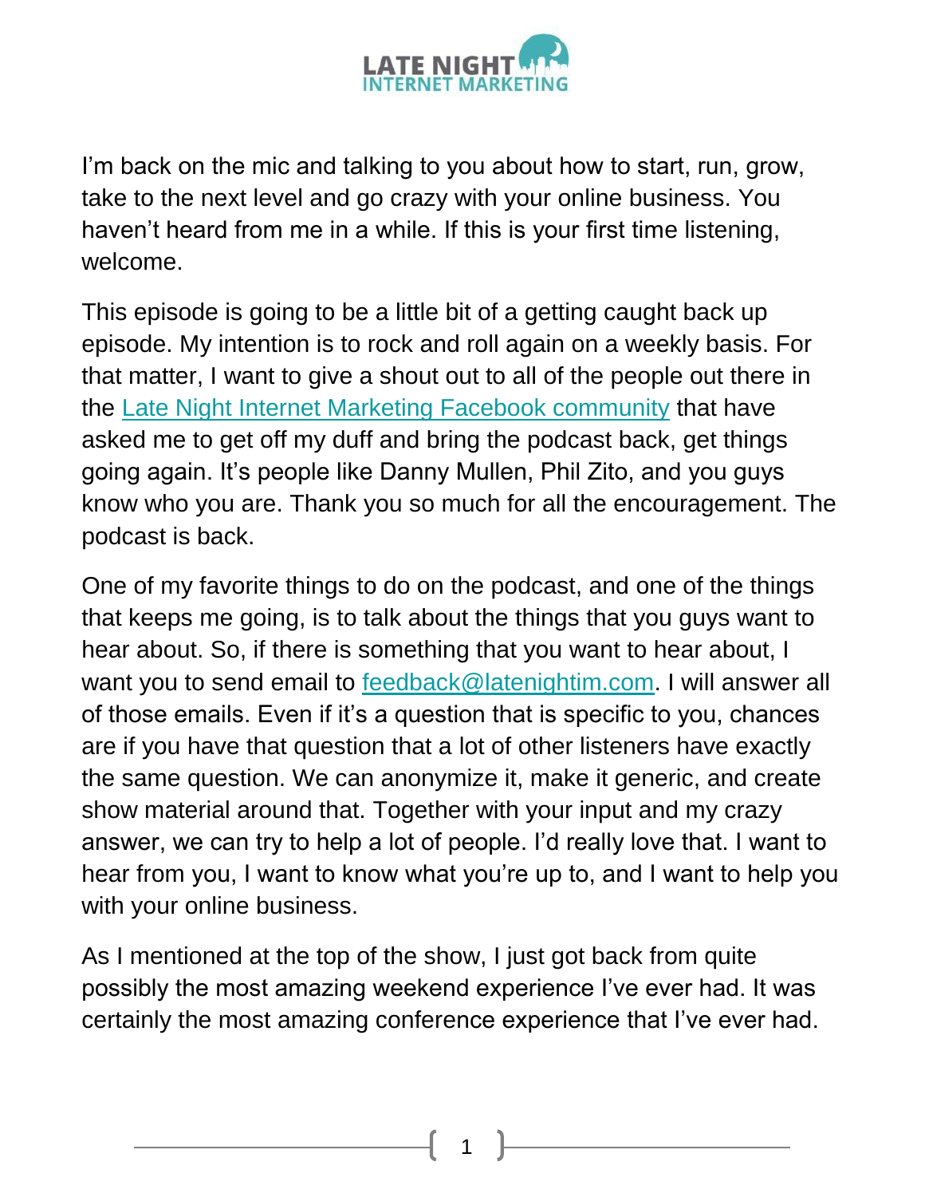I'm back on the mic and talking to you about how to start, run, grow, take to the next level and go crazy with your online business. You haven't heard from me in a while. If this is your first time listening, welcome.

This episode is going to be a little bit of a getting caught back up episode. My intention is to rock and roll again on a weekly basis. For that matter, I want to give a shout out to all of the people out there in the [Late Night Internet Marketing Facebook community](#) that have asked me to get off my duff and bring the podcast back, get things going again. It's people like Danny Mullen, Phil Zito, and you guys know who you are. Thank you so much for all the encouragement. The podcast is back.

One of my favorite things to do on the podcast, and one of the things that keeps me going, is to talk about the things that you guys want to hear about. So, if there is something that you want to hear about, I want you to send email to [feedback@latenightim.com](mailto:feedback@latenightim.com). I will answer all of those emails. Even if it's a question that is specific to you, chances are if you have that question that a lot of other listeners have exactly the same question. We can anonymize it, make it generic, and create show material around that. Together with your input and my crazy answer, we can try to help a lot of people. I'd really love that. I want to hear from you, I want to know what you're up to, and I want to help you with your online business.

As I mentioned at the top of the show, I just got back from quite possibly the most amazing weekend experience I've ever had. It was certainly the most amazing conference experience that I've ever had.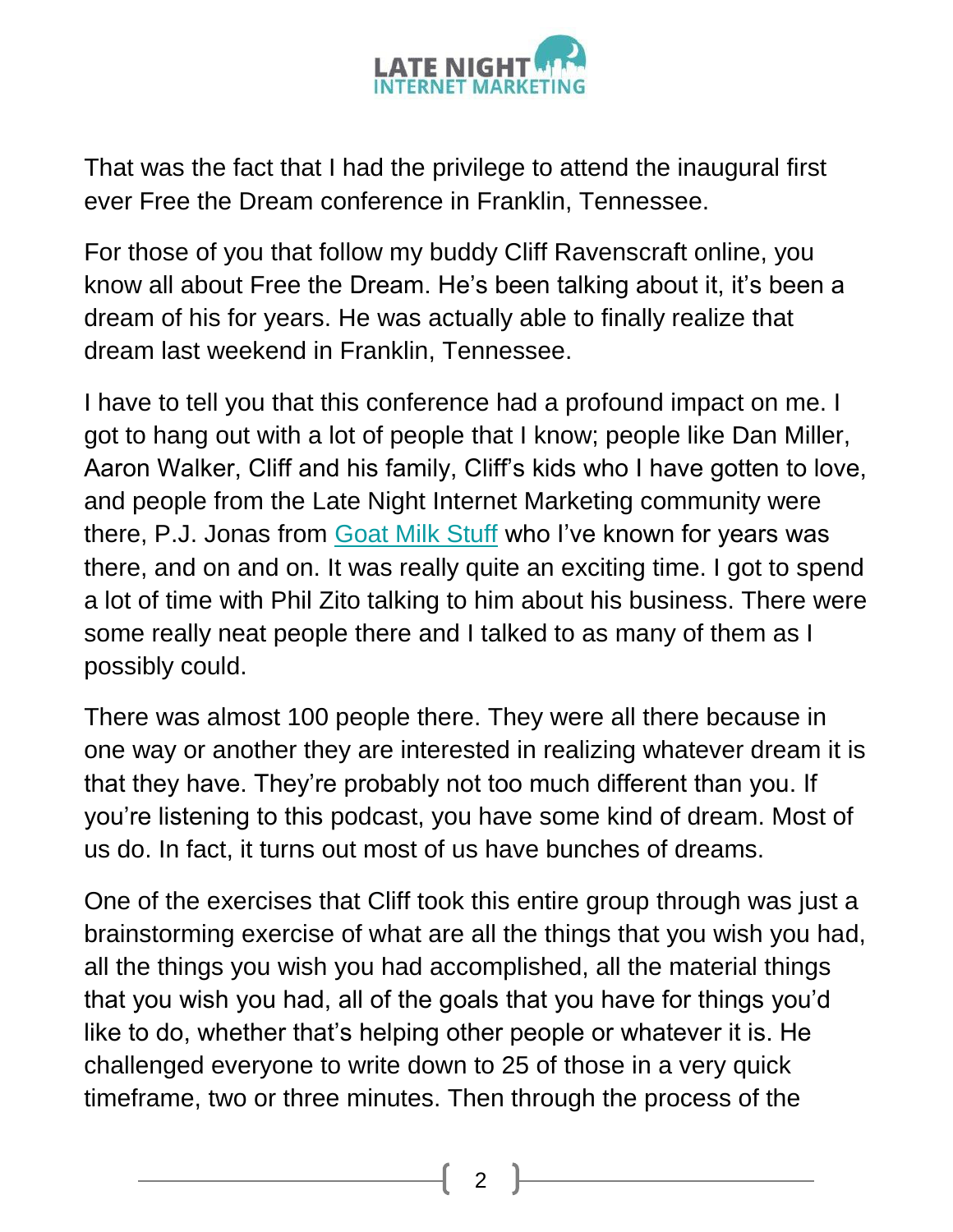That was the fact that I had the privilege to attend the inaugural first ever Free the Dream conference in Franklin, Tennessee.

For those of you that follow my buddy Cliff Ravenscraft online, you know all about Free the Dream. He's been talking about it, it's been a dream of his for years. He was actually able to finally realize that dream last weekend in Franklin, Tennessee.

I have to tell you that this conference had a profound impact on me. I got to hang out with a lot of people that I know; people like Dan Miller, Aaron Walker, Cliff and his family, Cliff's kids who I have gotten to love, and people from the Late Night Internet Marketing community were there, P.J. Jonas from Goat Milk Stuff who I've known for years was there, and on and on. It was really quite an exciting time. I got to spend a lot of time with Phil Zito talking to him about his business. There were some really neat people there and I talked to as many of them as I possibly could.

There was almost 100 people there. They were all there because in one way or another they are interested in realizing whatever dream it is that they have. They're probably not too much different than you. If you're listening to this podcast, you have some kind of dream. Most of us do. In fact, it turns out most of us have bunches of dreams.

One of the exercises that Cliff took this entire group through was just a brainstorming exercise of what are all the things that you wish you had, all the things you wish you had accomplished, all the material things that you wish you had, all of the goals that you have for things you'd like to do, whether that's helping other people or whatever it is. He challenged everyone to write down to 25 of those in a very quick timeframe, two or three minutes. Then through the process of the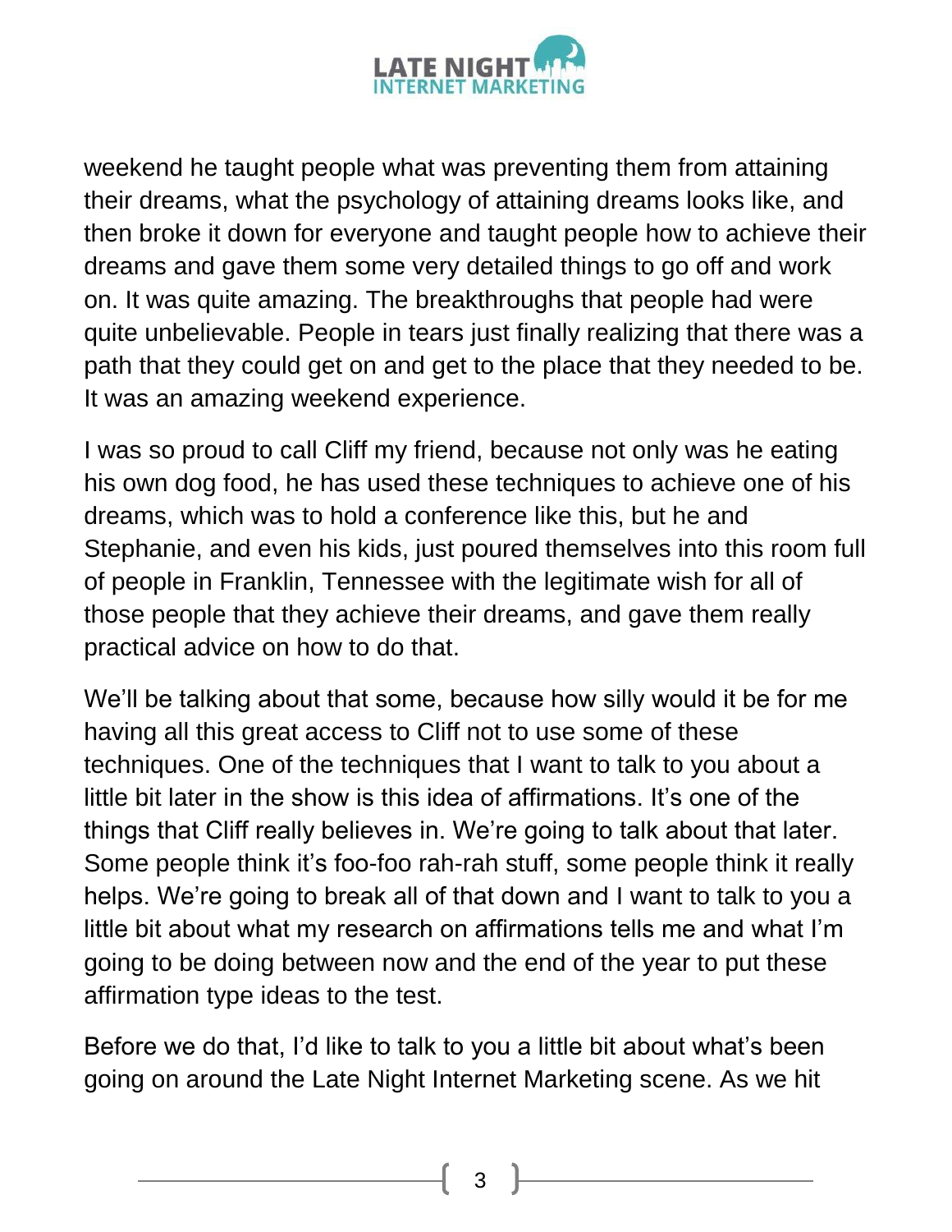weekend he taught people what was preventing them from attaining their dreams, what the psychology of attaining dreams looks like, and then broke it down for everyone and taught people how to achieve their dreams and gave them some very detailed things to go off and work on. It was quite amazing. The breakthroughs that people had were quite unbelievable. People in tears just finally realizing that there was a path that they could get on and get to the place that they needed to be. It was an amazing weekend experience.

I was so proud to call Cliff my friend, because not only was he eating his own dog food, he has used these techniques to achieve one of his dreams, which was to hold a conference like this, but he and Stephanie, and even his kids, just poured themselves into this room full of people in Franklin, Tennessee with the legitimate wish for all of those people that they achieve their dreams, and gave them really practical advice on how to do that.

We'll be talking about that some, because how silly would it be for me having all this great access to Cliff not to use some of these techniques. One of the techniques that I want to talk to you about a little bit later in the show is this idea of affirmations. It's one of the things that Cliff really believes in. We're going to talk about that later. Some people think it's foo-foo rah-rah stuff, some people think it really helps. We're going to break all of that down and I want to talk to you a little bit about what my research on affirmations tells me and what I'm going to be doing between now and the end of the year to put these affirmation type ideas to the test.

Before we do that, I'd like to talk to you a little bit about what's been going on around the Late Night Internet Marketing scene. As we hit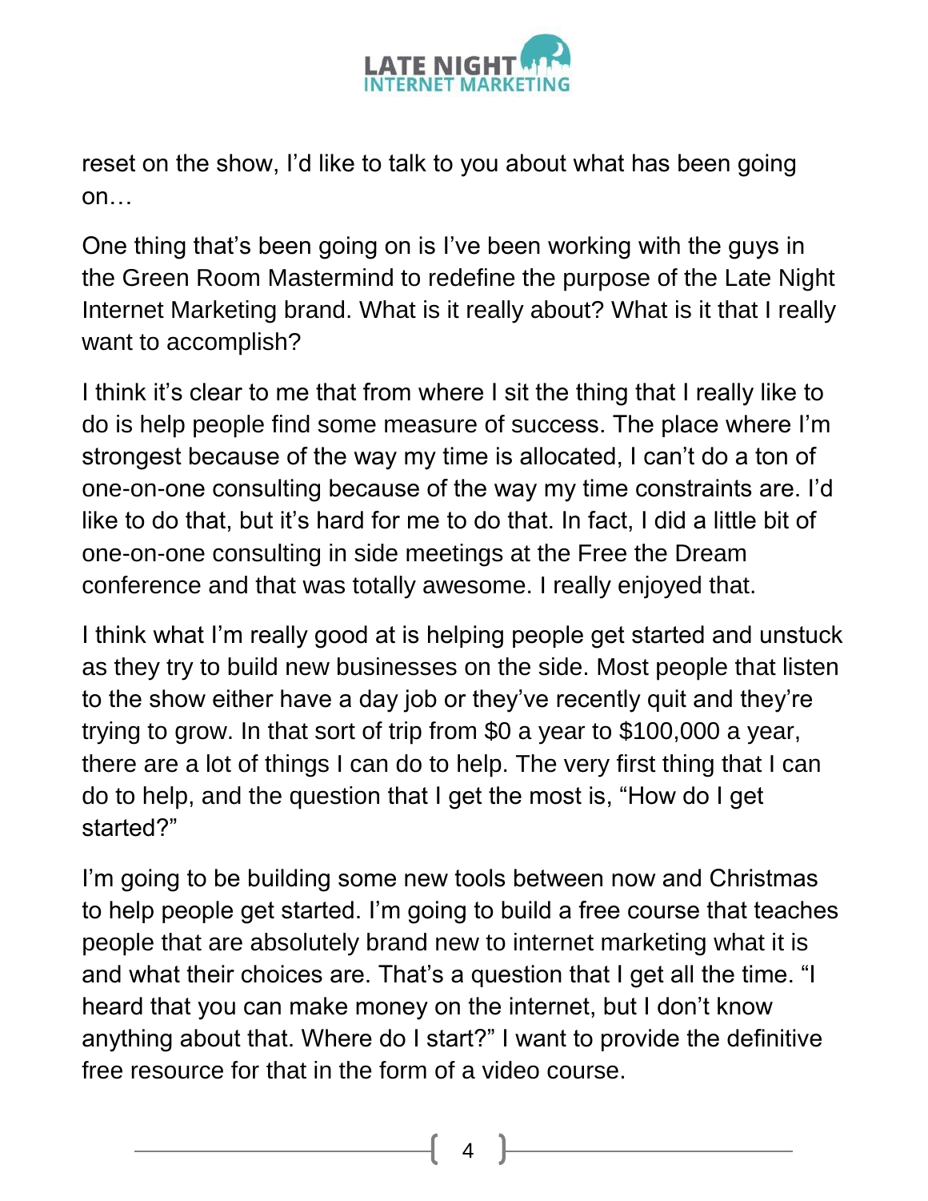reset on the show, I'd like to talk to you about what has been going on…

One thing that's been going on is I've been working with the guys in the Green Room Mastermind to redefine the purpose of the Late Night Internet Marketing brand. What is it really about? What is it that I really want to accomplish?

I think it's clear to me that from where I sit the thing that I really like to do is help people find some measure of success. The place where I'm strongest because of the way my time is allocated, I can't do a ton of one-on-one consulting because of the way my time constraints are. I'd like to do that, but it's hard for me to do that. In fact, I did a little bit of one-on-one consulting in side meetings at the Free the Dream conference and that was totally awesome. I really enjoyed that.

I think what I'm really good at is helping people get started and unstuck as they try to build new businesses on the side. Most people that listen to the show either have a day job or they've recently quit and they're trying to grow. In that sort of trip from $0 a year to $100,000 a year, there are a lot of things I can do to help. The very first thing that I can do to help, and the question that I get the most is, "How do I get started?"

I'm going to be building some new tools between now and Christmas to help people get started. I'm going to build a free course that teaches people that are absolutely brand new to internet marketing what it is and what their choices are. That's a question that I get all the time. "I heard that you can make money on the internet, but I don't know anything about that. Where do I start?" I want to provide the definitive free resource for that in the form of a video course.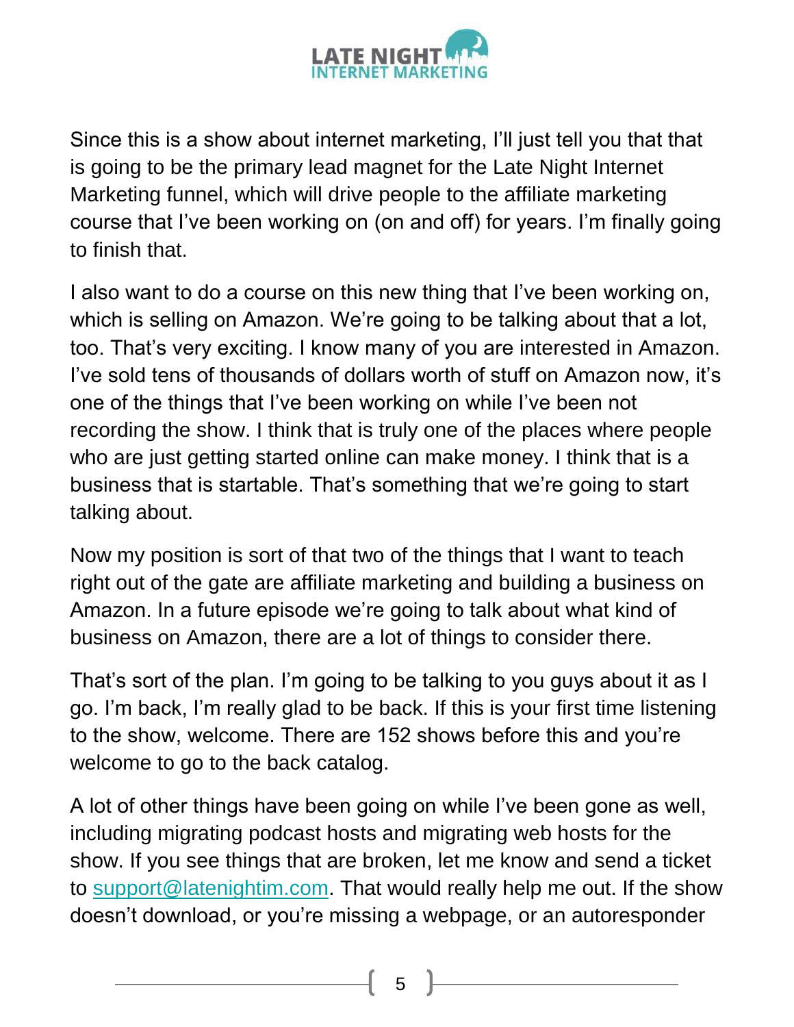Since this is a show about internet marketing, I'll just tell you that that is going to be the primary lead magnet for the Late Night Internet Marketing funnel, which will drive people to the affiliate marketing course that I've been working on (on and off) for years. I'm finally going to finish that.

I also want to do a course on this new thing that I've been working on, which is selling on Amazon. We're going to be talking about that a lot, too. That's very exciting. I know many of you are interested in Amazon. I've sold tens of thousands of dollars worth of stuff on Amazon now, it's one of the things that I've been working on while I've been not recording the show. I think that is truly one of the places where people who are just getting started online can make money. I think that is a business that is startable. That's something that we're going to start talking about.

Now my position is sort of that two of the things that I want to teach right out of the gate are affiliate marketing and building a business on Amazon. In a future episode we're going to talk about what kind of business on Amazon, there are a lot of things to consider there.

That's sort of the plan. I'm going to be talking to you guys about it as I go. I'm back, I'm really glad to be back. If this is your first time listening to the show, welcome. There are 152 shows before this and you're welcome to go to the back catalog.

A lot of other things have been going on while I've been gone as well, including migrating podcast hosts and migrating web hosts for the show. If you see things that are broken, let me know and send a ticket to support@latenightim.com. That would really help me out. If the show doesn't download, or you're missing a webpage, or an autoresponder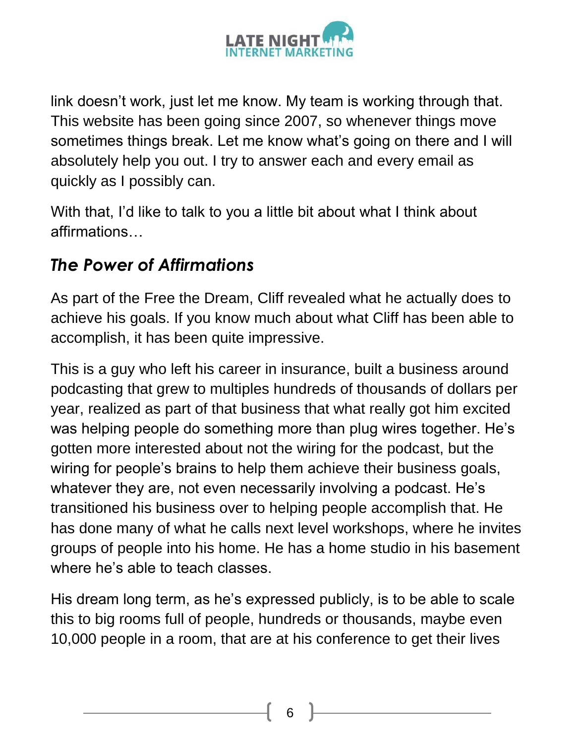link doesn't work, just let me know. My team is working through that. This website has been going since 2007, so whenever things move sometimes things break. Let me know what's going on there and I will absolutely help you out. I try to answer each and every email as quickly as I possibly can.

With that, I'd like to talk to you a little bit about what I think about affirmations…

## *The Power of Affirmations*

As part of the Free the Dream, Cliff revealed what he actually does to achieve his goals. If you know much about what Cliff has been able to accomplish, it has been quite impressive.

This is a guy who left his career in insurance, built a business around podcasting that grew to multiples hundreds of thousands of dollars per year, realized as part of that business that what really got him excited was helping people do something more than plug wires together. He's gotten more interested about not the wiring for the podcast, but the wiring for people's brains to help them achieve their business goals, whatever they are, not even necessarily involving a podcast. He's transitioned his business over to helping people accomplish that. He has done many of what he calls next level workshops, where he invites groups of people into his home. He has a home studio in his basement where he's able to teach classes.

His dream long term, as he's expressed publicly, is to be able to scale this to big rooms full of people, hundreds or thousands, maybe even 10,000 people in a room, that are at his conference to get their lives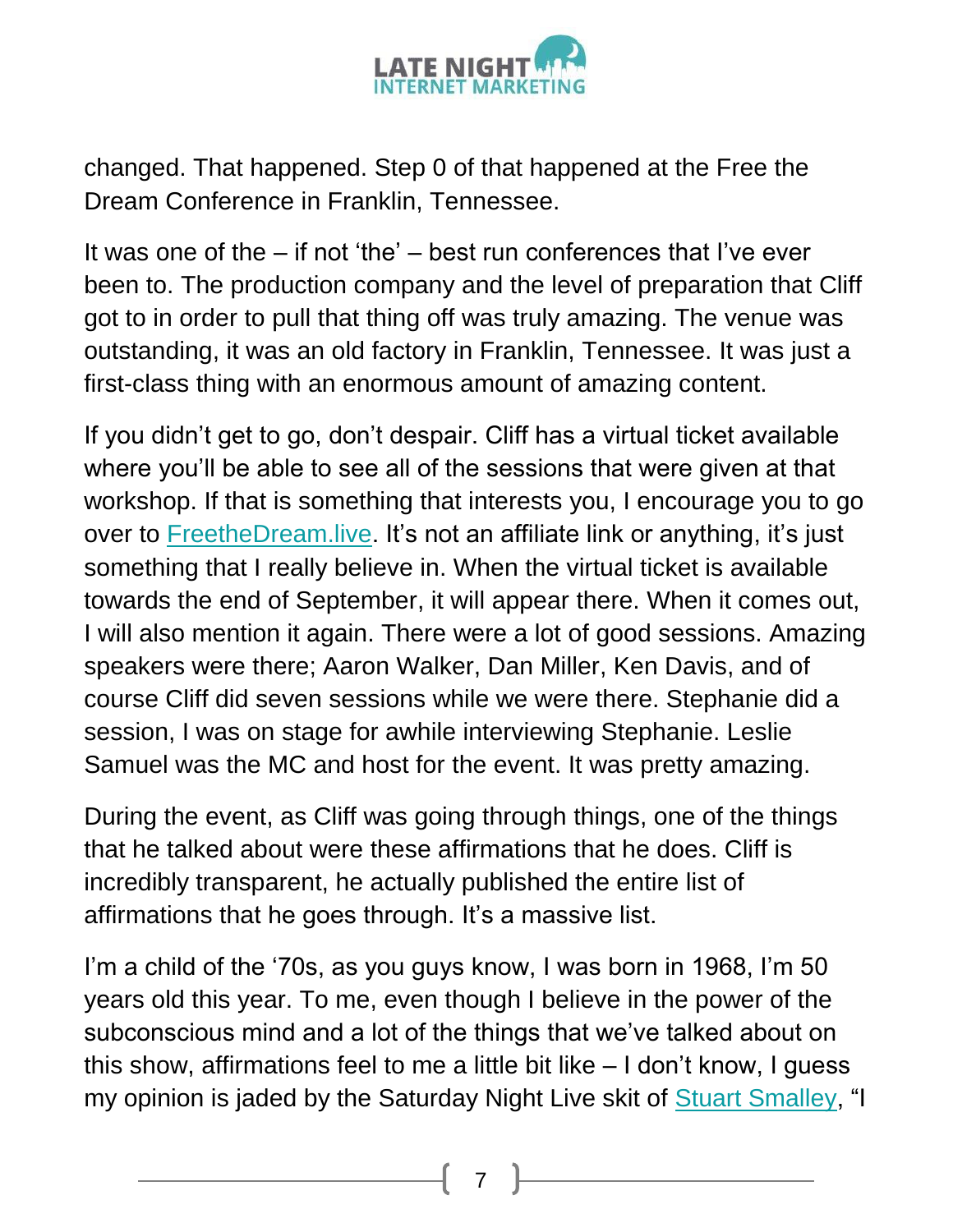changed. That happened. Step 0 of that happened at the Free the Dream Conference in Franklin, Tennessee.

It was one of the – if not 'the' – best run conferences that I've ever been to. The production company and the level of preparation that Cliff got to in order to pull that thing off was truly amazing. The venue was outstanding, it was an old factory in Franklin, Tennessee. It was just a first-class thing with an enormous amount of amazing content.

If you didn't get to go, don't despair. Cliff has a virtual ticket available where you'll be able to see all of the sessions that were given at that workshop. If that is something that interests you, I encourage you to go over to [FreetheDream.live](FreetheDream.live). It's not an affiliate link or anything, it's just something that I really believe in. When the virtual ticket is available towards the end of September, it will appear there. When it comes out, I will also mention it again. There were a lot of good sessions. Amazing speakers were there; Aaron Walker, Dan Miller, Ken Davis, and of course Cliff did seven sessions while we were there. Stephanie did a session, I was on stage for awhile interviewing Stephanie. Leslie Samuel was the MC and host for the event. It was pretty amazing.

During the event, as Cliff was going through things, one of the things that he talked about were these affirmations that he does. Cliff is incredibly transparent, he actually published the entire list of affirmations that he goes through. It's a massive list.

I'm a child of the '70s, as you guys know, I was born in 1968, I'm 50 years old this year. To me, even though I believe in the power of the subconscious mind and a lot of the things that we've talked about on this show, affirmations feel to me a little bit like – I don't know, I guess my opinion is jaded by the Saturday Night Live skit of Stuart Smalley, "I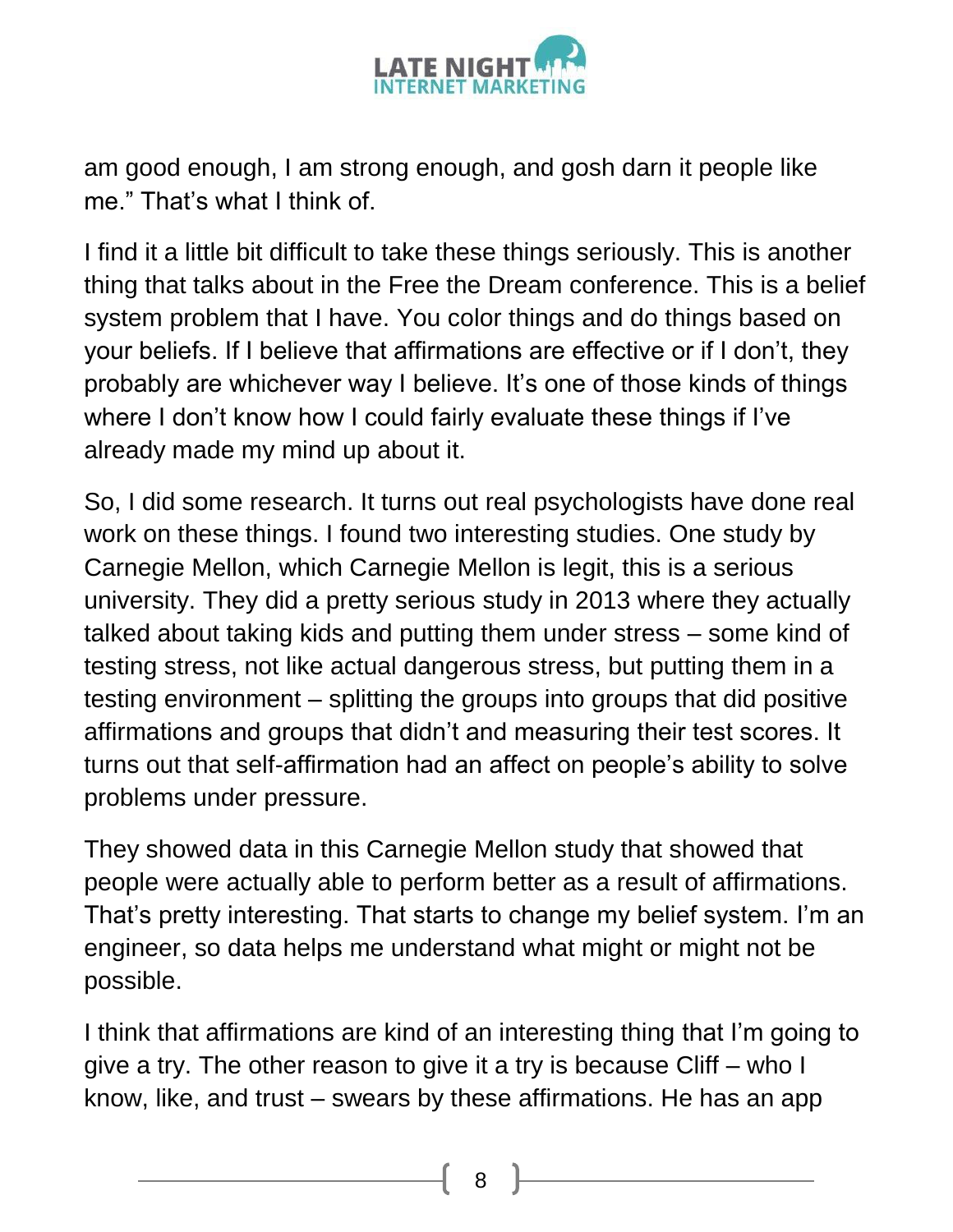am good enough, I am strong enough, and gosh darn it people like me." That's what I think of.

I find it a little bit difficult to take these things seriously. This is another thing that talks about in the Free the Dream conference. This is a belief system problem that I have. You color things and do things based on your beliefs. If I believe that affirmations are effective or if I don't, they probably are whichever way I believe. It's one of those kinds of things where I don't know how I could fairly evaluate these things if I've already made my mind up about it.

So, I did some research. It turns out real psychologists have done real work on these things. I found two interesting studies. One study by Carnegie Mellon, which Carnegie Mellon is legit, this is a serious university. They did a pretty serious study in 2013 where they actually talked about taking kids and putting them under stress – some kind of testing stress, not like actual dangerous stress, but putting them in a testing environment – splitting the groups into groups that did positive affirmations and groups that didn't and measuring their test scores. It turns out that self-affirmation had an affect on people's ability to solve problems under pressure.

They showed data in this Carnegie Mellon study that showed that people were actually able to perform better as a result of affirmations. That's pretty interesting. That starts to change my belief system. I'm an engineer, so data helps me understand what might or might not be possible.

I think that affirmations are kind of an interesting thing that I'm going to give a try. The other reason to give it a try is because Cliff – who I know, like, and trust – swears by these affirmations. He has an app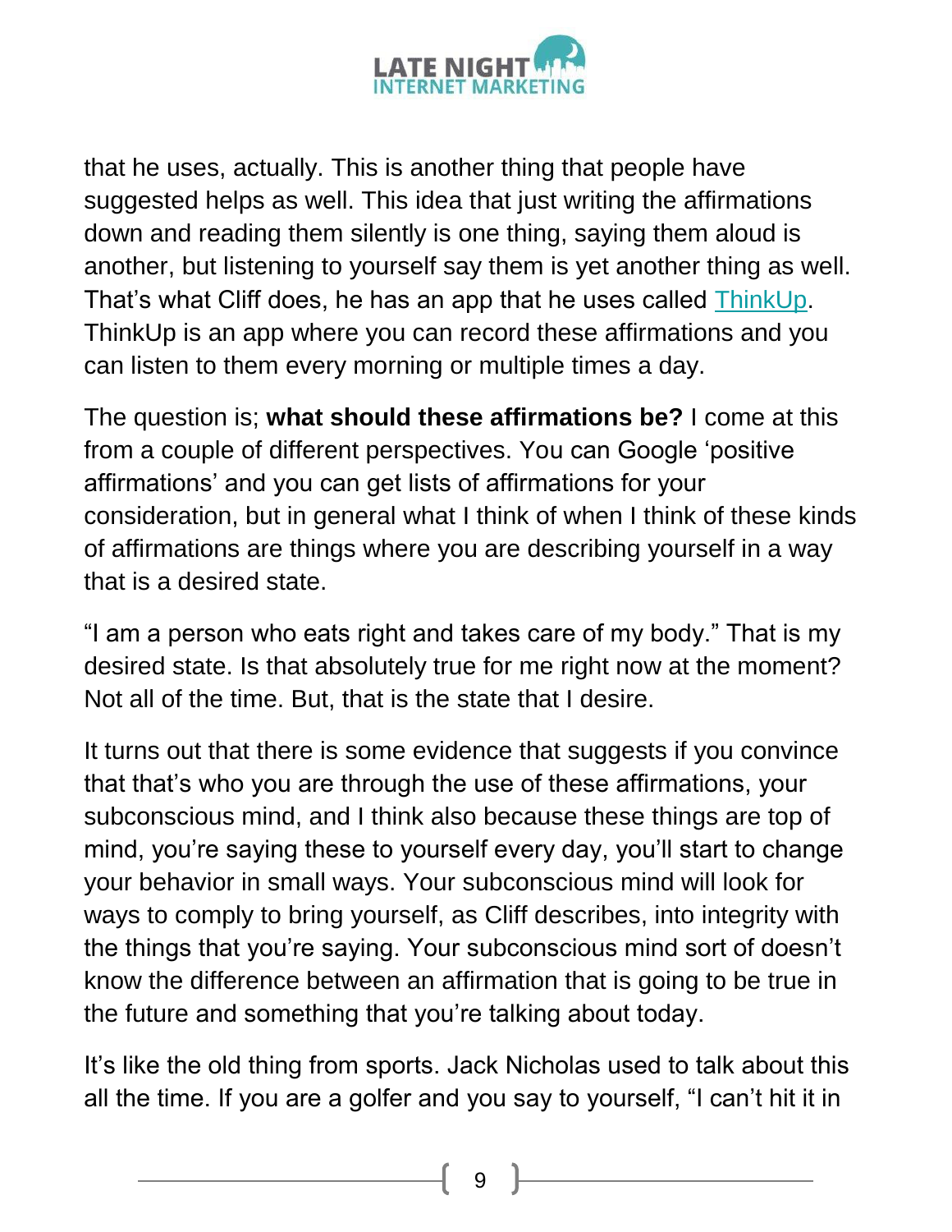that he uses, actually. This is another thing that people have suggested helps as well. This idea that just writing the affirmations down and reading them silently is one thing, saying them aloud is another, but listening to yourself say them is yet another thing as well. That's what Cliff does, he has an app that he uses called [ThinkUp](). ThinkUp is an app where you can record these affirmations and you can listen to them every morning or multiple times a day.

The question is; **what should these affirmations be?** I come at this from a couple of different perspectives. You can Google 'positive affirmations' and you can get lists of affirmations for your consideration, but in general what I think of when I think of these kinds of affirmations are things where you are describing yourself in a way that is a desired state.

"I am a person who eats right and takes care of my body." That is my desired state. Is that absolutely true for me right now at the moment? Not all of the time. But, that is the state that I desire.

It turns out that there is some evidence that suggests if you convince that that's who you are through the use of these affirmations, your subconscious mind, and I think also because these things are top of mind, you're saying these to yourself every day, you'll start to change your behavior in small ways. Your subconscious mind will look for ways to comply to bring yourself, as Cliff describes, into integrity with the things that you're saying. Your subconscious mind sort of doesn't know the difference between an affirmation that is going to be true in the future and something that you're talking about today.

It's like the old thing from sports. Jack Nicholas used to talk about this all the time. If you are a golfer and you say to yourself, "I can't hit it in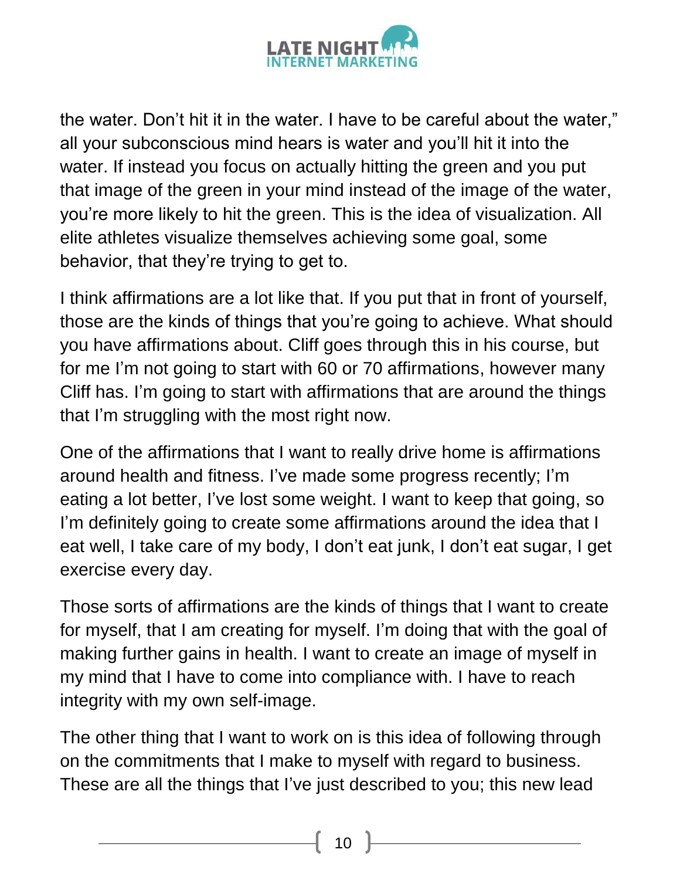the water. Don't hit it in the water. I have to be careful about the water," all your subconscious mind hears is water and you'll hit it into the water. If instead you focus on actually hitting the green and you put that image of the green in your mind instead of the image of the water, you're more likely to hit the green. This is the idea of visualization. All elite athletes visualize themselves achieving some goal, some behavior, that they're trying to get to.

I think affirmations are a lot like that. If you put that in front of yourself, those are the kinds of things that you're going to achieve. What should you have affirmations about. Cliff goes through this in his course, but for me I'm not going to start with 60 or 70 affirmations, however many Cliff has. I'm going to start with affirmations that are around the things that I'm struggling with the most right now.

One of the affirmations that I want to really drive home is affirmations around health and fitness. I've made some progress recently; I'm eating a lot better, I've lost some weight. I want to keep that going, so I'm definitely going to create some affirmations around the idea that I eat well, I take care of my body, I don't eat junk, I don't eat sugar, I get exercise every day.

Those sorts of affirmations are the kinds of things that I want to create for myself, that I am creating for myself. I'm doing that with the goal of making further gains in health. I want to create an image of myself in my mind that I have to come into compliance with. I have to reach integrity with my own self-image.

The other thing that I want to work on is this idea of following through on the commitments that I make to myself with regard to business. These are all the things that I've just described to you; this new lead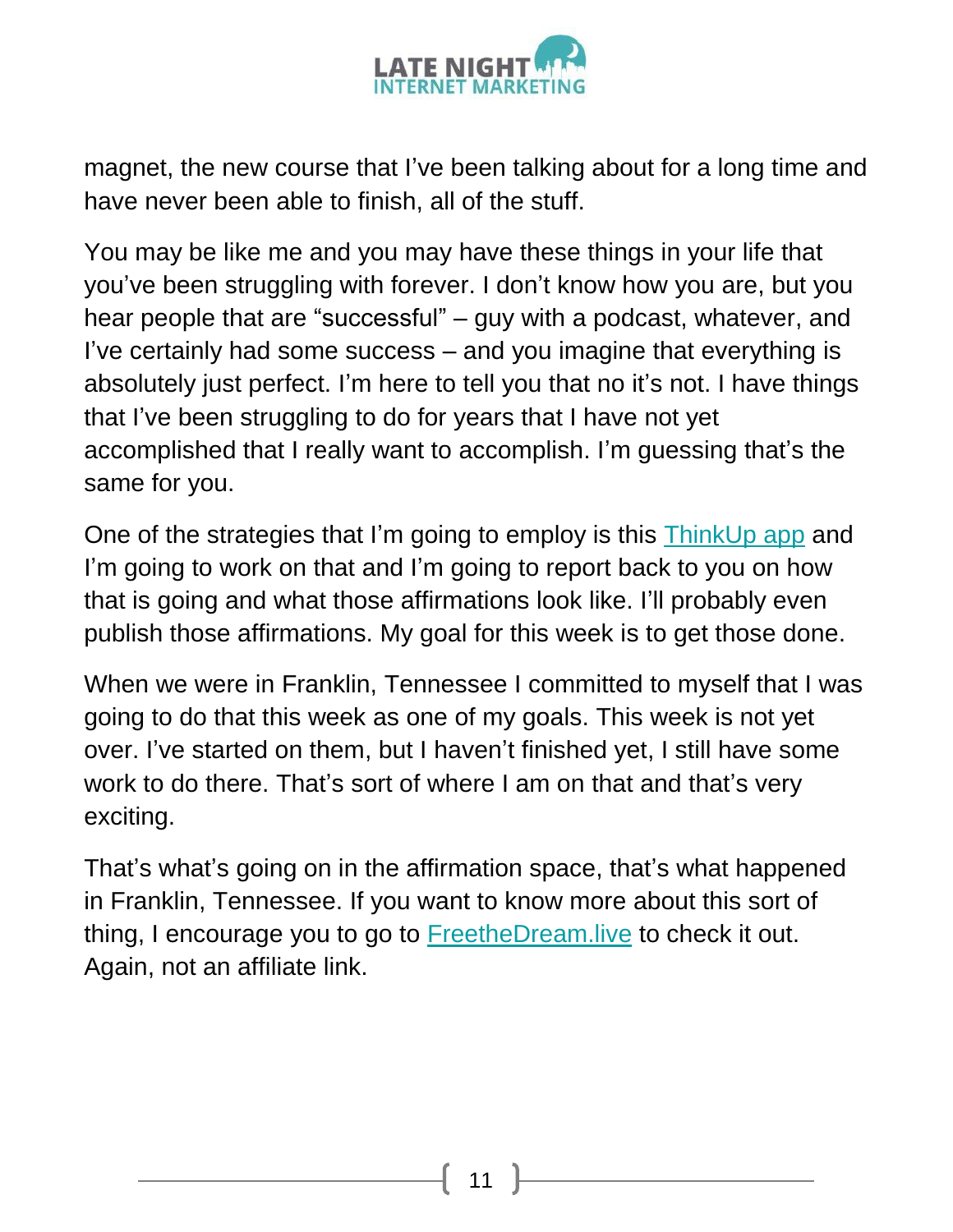magnet, the new course that I've been talking about for a long time and have never been able to finish, all of the stuff.

You may be like me and you may have these things in your life that you've been struggling with forever. I don't know how you are, but you hear people that are "successful" – guy with a podcast, whatever, and I've certainly had some success – and you imagine that everything is absolutely just perfect. I'm here to tell you that no it's not. I have things that I've been struggling to do for years that I have not yet accomplished that I really want to accomplish. I'm guessing that's the same for you.

One of the strategies that I'm going to employ is this ThinkUp app and I'm going to work on that and I'm going to report back to you on how that is going and what those affirmations look like. I'll probably even publish those affirmations. My goal for this week is to get those done.

When we were in Franklin, Tennessee I committed to myself that I was going to do that this week as one of my goals. This week is not yet over. I've started on them, but I haven't finished yet, I still have some work to do there. That's sort of where I am on that and that's very exciting.

That's what's going on in the affirmation space, that's what happened in Franklin, Tennessee. If you want to know more about this sort of thing, I encourage you to go to FreetheDream.live to check it out. Again, not an affiliate link.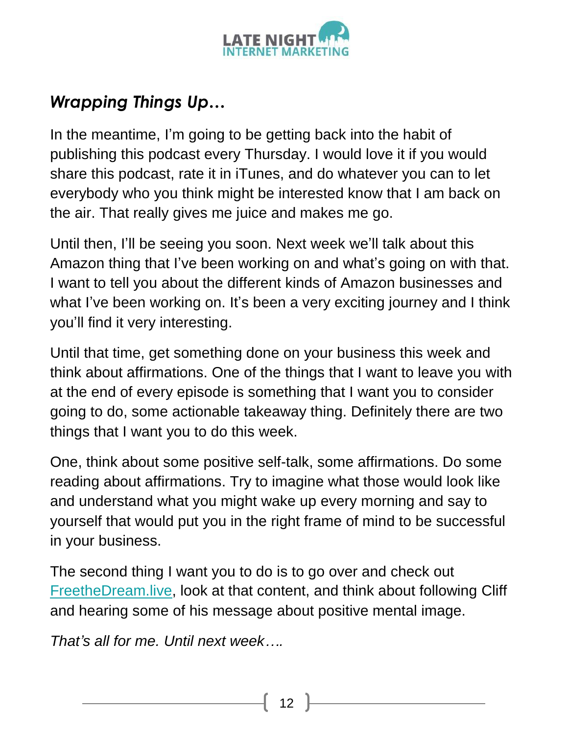## *Wrapping Things Up…*

In the meantime, I'm going to be getting back into the habit of publishing this podcast every Thursday. I would love it if you would share this podcast, rate it in iTunes, and do whatever you can to let everybody who you think might be interested know that I am back on the air. That really gives me juice and makes me go.

Until then, I'll be seeing you soon. Next week we'll talk about this Amazon thing that I've been working on and what's going on with that. I want to tell you about the different kinds of Amazon businesses and what I've been working on. It's been a very exciting journey and I think you'll find it very interesting.

Until that time, get something done on your business this week and think about affirmations. One of the things that I want to leave you with at the end of every episode is something that I want you to consider going to do, some actionable takeaway thing. Definitely there are two things that I want you to do this week.

One, think about some positive self-talk, some affirmations. Do some reading about affirmations. Try to imagine what those would look like and understand what you might wake up every morning and say to yourself that would put you in the right frame of mind to be successful in your business.

The second thing I want you to do is to go over and check out [FreetheDream.live](FreetheDream.live), look at that content, and think about following Cliff and hearing some of his message about positive mental image.

*That's all for me. Until next week….*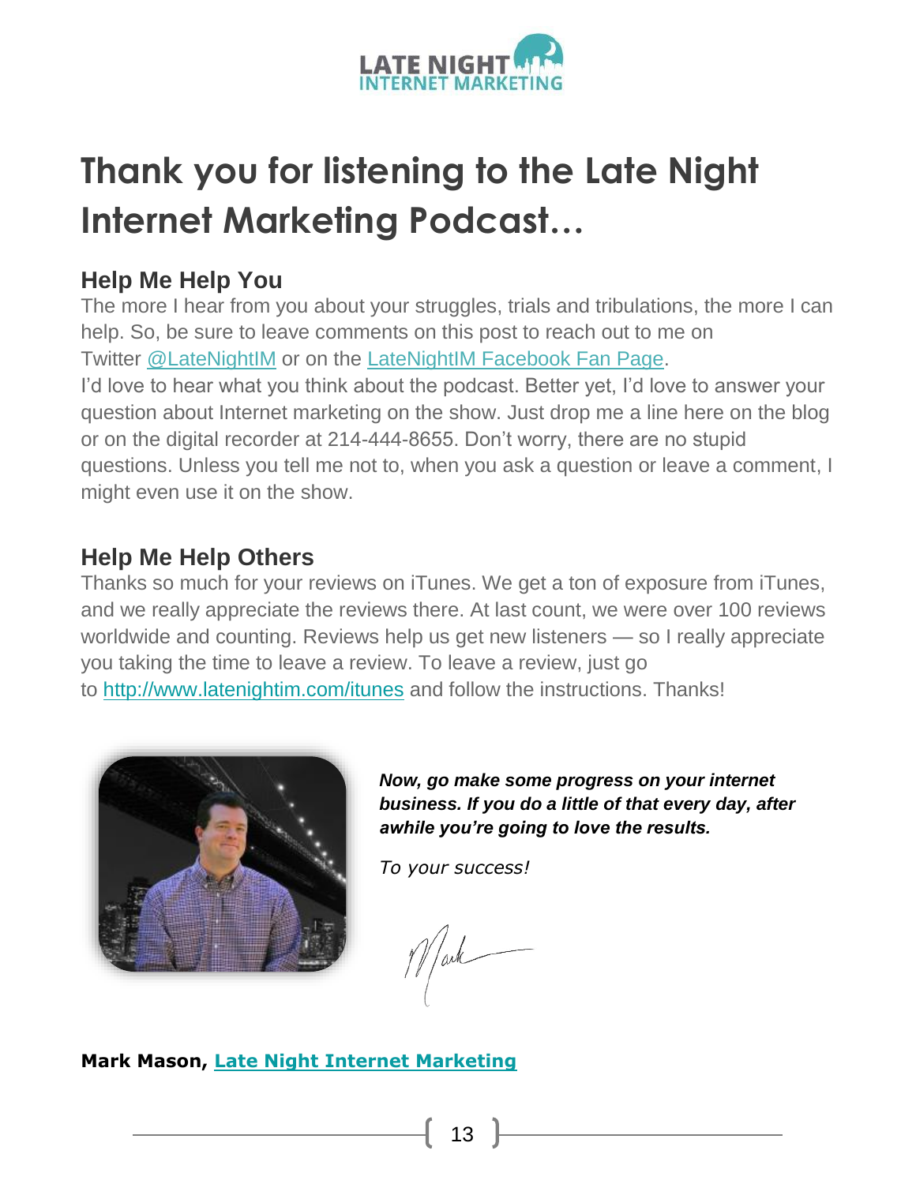# Thank you for listening to the Late Night Internet Marketing Podcast…

## Help Me Help You

The more I hear from you about your struggles, trials and tribulations, the more I can help. So, be sure to leave comments on this post to reach out to me on Twitter @LateNightIM or on the LateNightIM Facebook Fan Page.

I'd love to hear what you think about the podcast. Better yet, I'd love to answer your question about Internet marketing on the show. Just drop me a line here on the blog or on the digital recorder at 214-444-8655. Don't worry, there are no stupid questions. Unless you tell me not to, when you ask a question or leave a comment, I might even use it on the show.

## Help Me Help Others

Thanks so much for your reviews on iTunes. We get a ton of exposure from iTunes, and we really appreciate the reviews there. At last count, we were over 100 reviews worldwide and counting. Reviews help us get new listeners — so I really appreciate you taking the time to leave a review. To leave a review, just go to http://www.latenightim.com/itunes and follow the instructions. Thanks!

***Now, go make some progress on your internet business. If you do a little of that every day, after awhile you're going to love the results.***

*To your success!*

Mark

**Mark Mason, Late Night Internet Marketing**